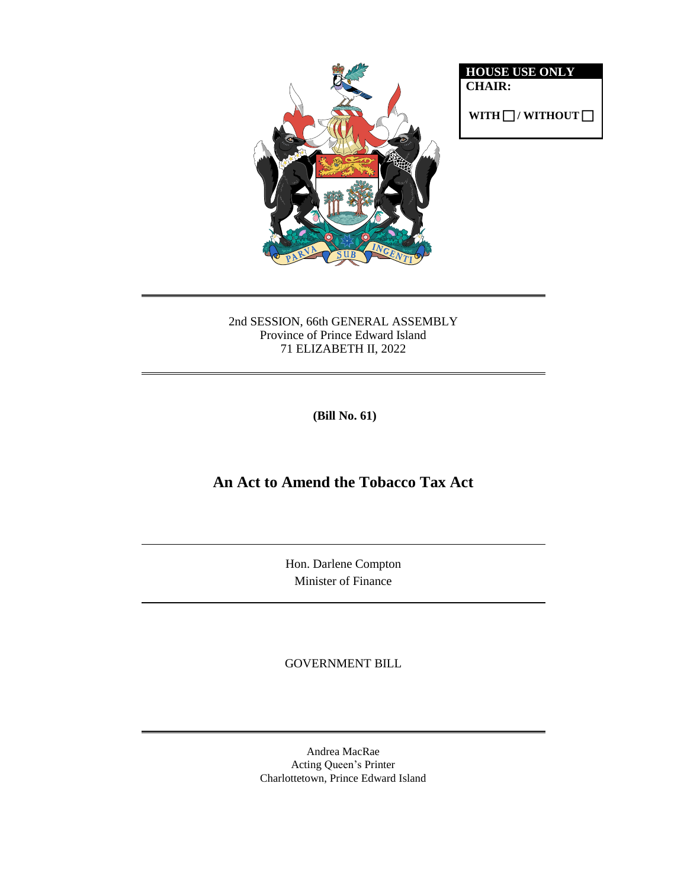**HOUSE USE ONLY**
**CHAIR:**

**WITH ☐ / WITHOUT ☐**

2nd SESSION, 66th GENERAL ASSEMBLY
Province of Prince Edward Island
71 ELIZABETH II, 2022

**(Bill No. 61)**

# An Act to Amend the Tobacco Tax Act

Hon. Darlene Compton
Minister of Finance

GOVERNMENT BILL

Andrea MacRae
Acting Queen's Printer
Charlottetown, Prince Edward Island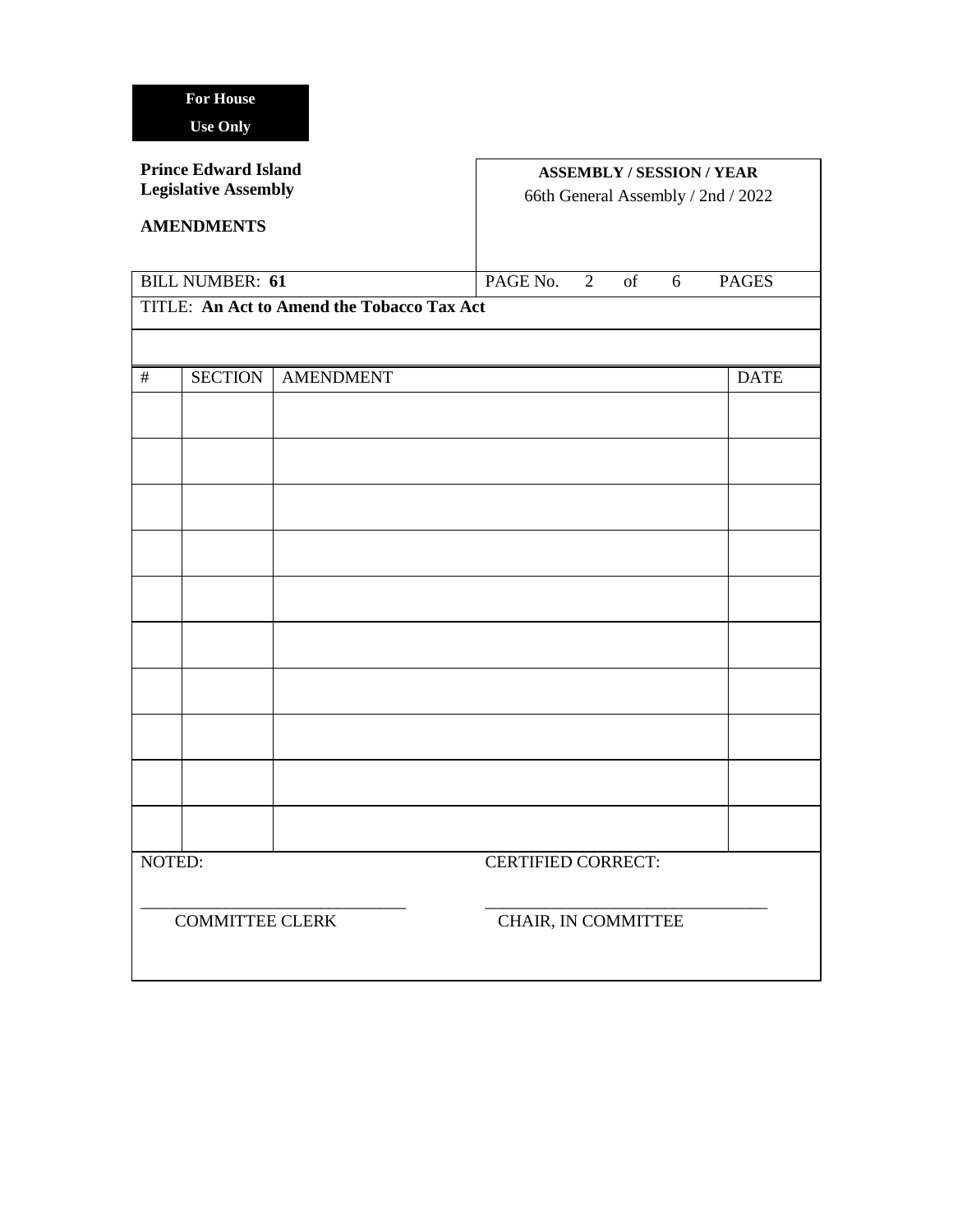**For House Use Only**

**Prince Edward Island Legislative Assembly**

**AMENDMENTS**

| **ASSEMBLY / SESSION / YEAR** |
|---|
| 66th General Assembly / 2nd / 2022 |

BILL NUMBER: **61**

PAGE No. 2 of 6 PAGES

TITLE: **An Act to Amend the Tobacco Tax Act**

| # | SECTION | AMENDMENT | DATE |
|---|---|---|---|
| | | | |
| | | | |
| | | | |
| | | | |
| | | | |
| | | | |
| | | | |
| | | | |
| | | | |
| | | | |

NOTED: ______________________________ COMMITTEE CLERK

CERTIFIED CORRECT: ______________________________ CHAIR, IN COMMITTEE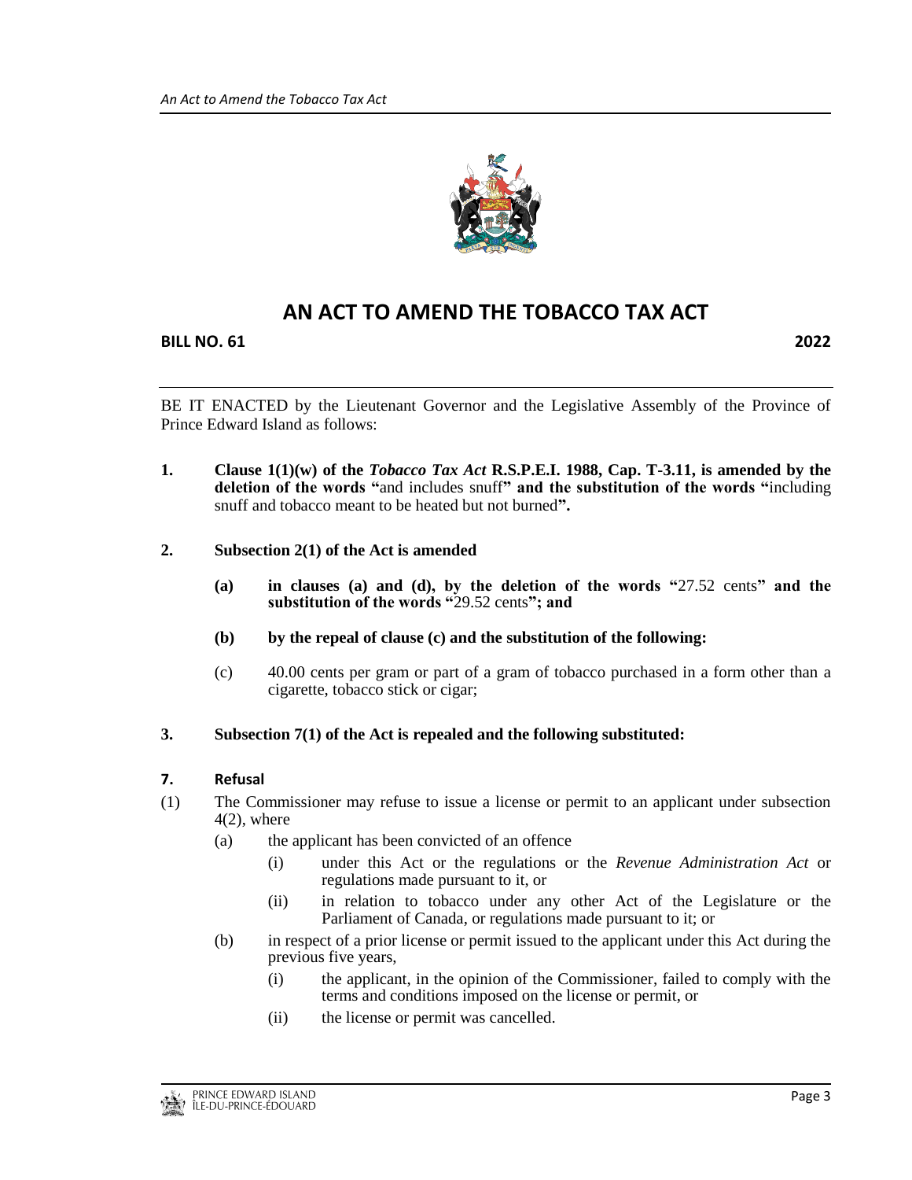# AN ACT TO AMEND THE TOBACCO TAX ACT

**BILL NO. 61** **2022**

BE IT ENACTED by the Lieutenant Governor and the Legislative Assembly of the Province of Prince Edward Island as follows:

**1. Clause 1(1)(w) of the *Tobacco Tax Act* R.S.P.E.I. 1988, Cap. T-3.11, is amended by the deletion of the words "**and includes snuff**" and the substitution of the words "**including snuff and tobacco meant to be heated but not burned**".**

**2. Subsection 2(1) of the Act is amended**

**(a) in clauses (a) and (d), by the deletion of the words "**27.52 cents**" and the substitution of the words "**29.52 cents**"; and**

**(b) by the repeal of clause (c) and the substitution of the following:**

(c) 40.00 cents per gram or part of a gram of tobacco purchased in a form other than a cigarette, tobacco stick or cigar;

**3. Subsection 7(1) of the Act is repealed and the following substituted:**

**7. Refusal**

(1) The Commissioner may refuse to issue a license or permit to an applicant under subsection 4(2), where

- (a) the applicant has been convicted of an offence
  - (i) under this Act or the regulations or the *Revenue Administration Act* or regulations made pursuant to it, or
  - (ii) in relation to tobacco under any other Act of the Legislature or the Parliament of Canada, or regulations made pursuant to it; or
- (b) in respect of a prior license or permit issued to the applicant under this Act during the previous five years,
  - (i) the applicant, in the opinion of the Commissioner, failed to comply with the terms and conditions imposed on the license or permit, or
  - (ii) the license or permit was cancelled.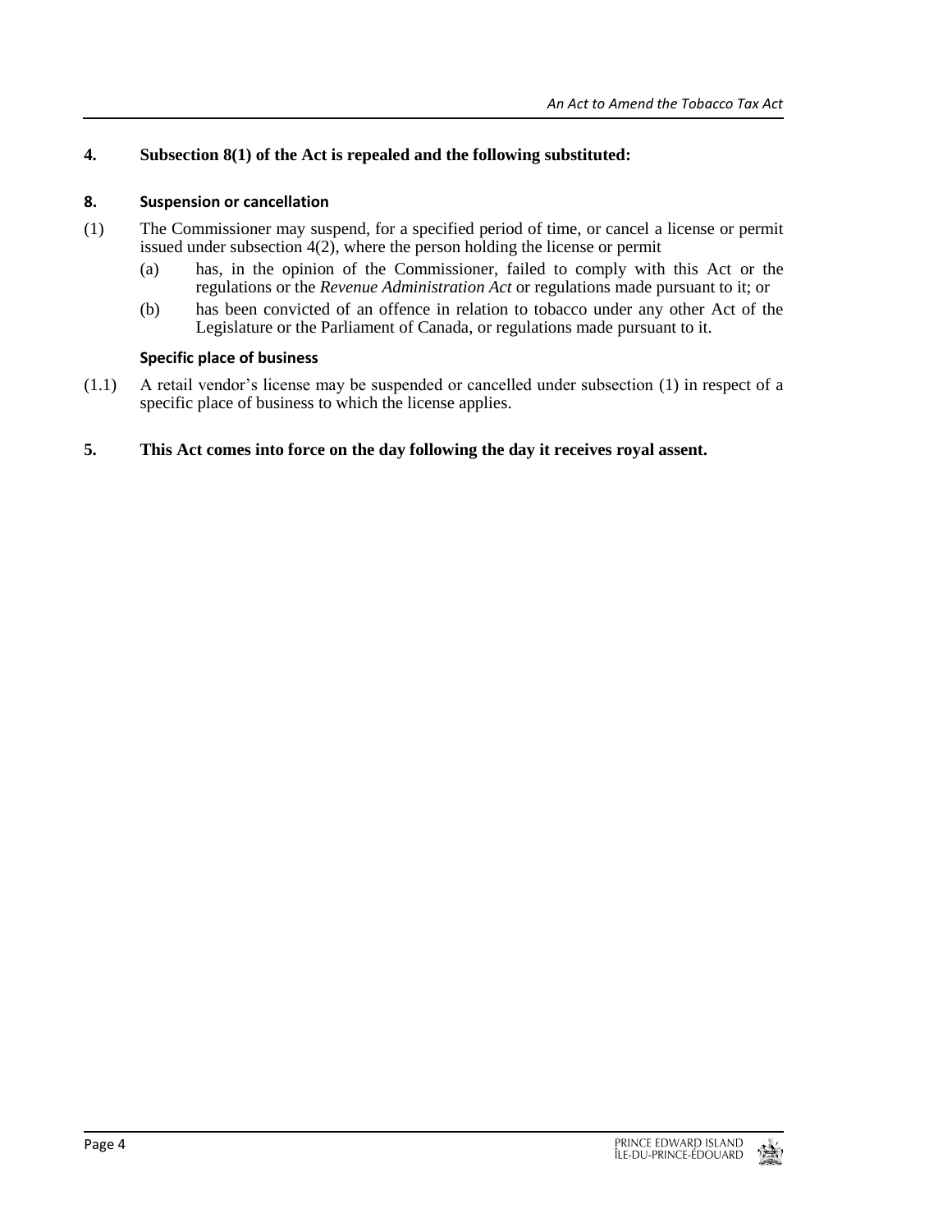**4. Subsection 8(1) of the Act is repealed and the following substituted:**

**8. Suspension or cancellation**

(1) The Commissioner may suspend, for a specified period of time, or cancel a license or permit issued under subsection 4(2), where the person holding the license or permit

(a) has, in the opinion of the Commissioner, failed to comply with this Act or the regulations or the *Revenue Administration Act* or regulations made pursuant to it; or

(b) has been convicted of an offence in relation to tobacco under any other Act of the Legislature or the Parliament of Canada, or regulations made pursuant to it.

**Specific place of business**

(1.1) A retail vendor's license may be suspended or cancelled under subsection (1) in respect of a specific place of business to which the license applies.

**5. This Act comes into force on the day following the day it receives royal assent.**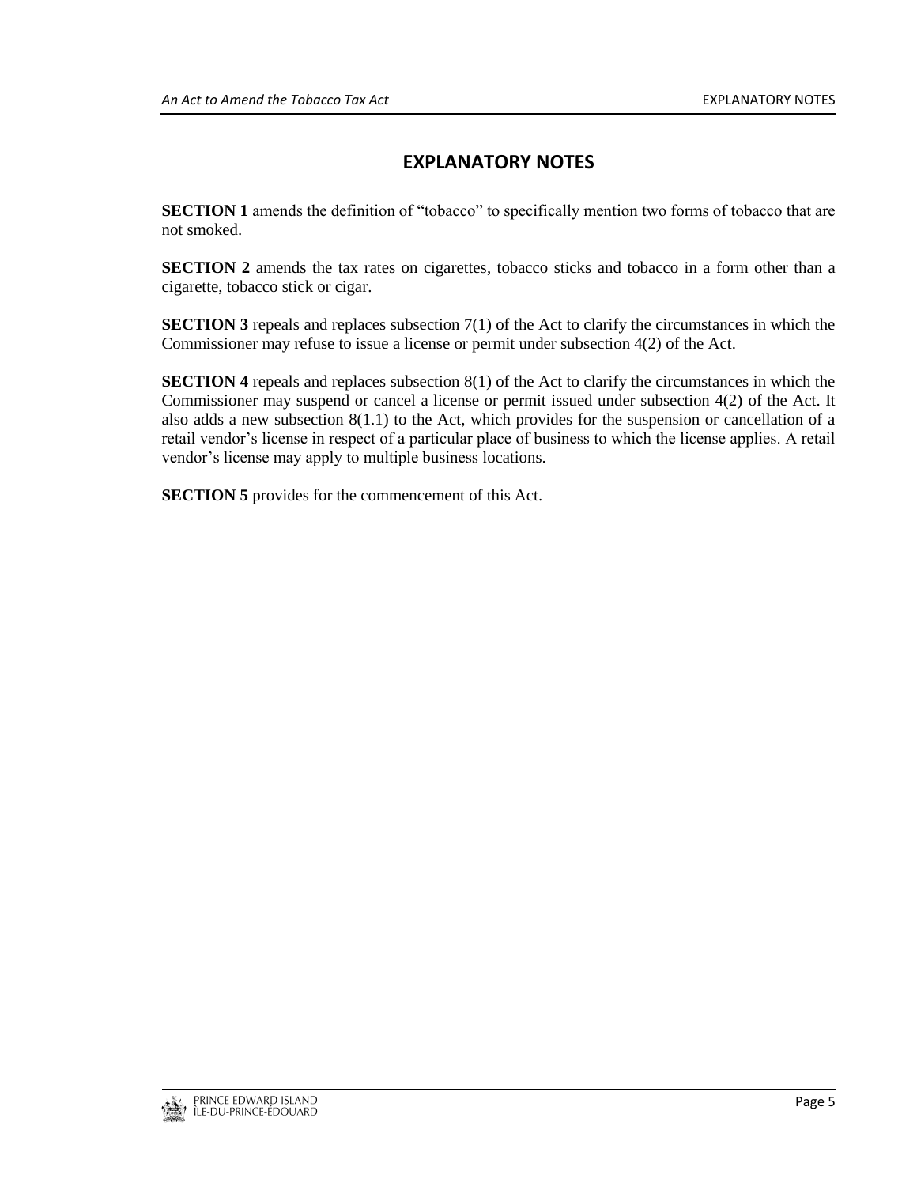# EXPLANATORY NOTES

**SECTION 1** amends the definition of "tobacco" to specifically mention two forms of tobacco that are not smoked.

**SECTION 2** amends the tax rates on cigarettes, tobacco sticks and tobacco in a form other than a cigarette, tobacco stick or cigar.

**SECTION 3** repeals and replaces subsection 7(1) of the Act to clarify the circumstances in which the Commissioner may refuse to issue a license or permit under subsection 4(2) of the Act.

**SECTION 4** repeals and replaces subsection 8(1) of the Act to clarify the circumstances in which the Commissioner may suspend or cancel a license or permit issued under subsection 4(2) of the Act. It also adds a new subsection 8(1.1) to the Act, which provides for the suspension or cancellation of a retail vendor's license in respect of a particular place of business to which the license applies. A retail vendor's license may apply to multiple business locations.

**SECTION 5** provides for the commencement of this Act.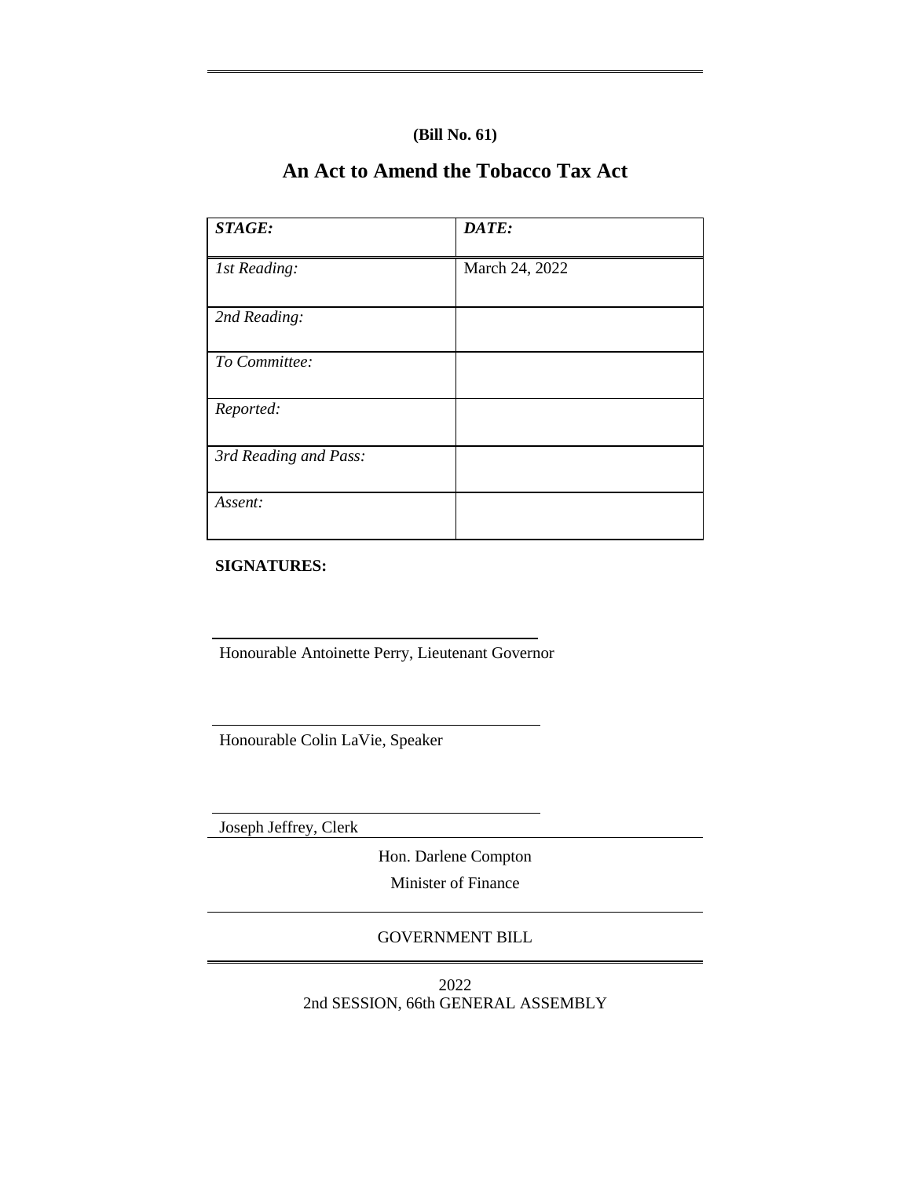**(Bill No. 61)**

# An Act to Amend the Tobacco Tax Act

| *STAGE:* | *DATE:* |
| --- | --- |
| *1st Reading:* | March 24, 2022 |
| *2nd Reading:* | |
| *To Committee:* | |
| *Reported:* | |
| *3rd Reading and Pass:* | |
| *Assent:* | |

**SIGNATURES:**

Honourable Antoinette Perry, Lieutenant Governor

Honourable Colin LaVie, Speaker

Joseph Jeffrey, Clerk

Hon. Darlene Compton

Minister of Finance

GOVERNMENT BILL

2022

2nd SESSION, 66th GENERAL ASSEMBLY